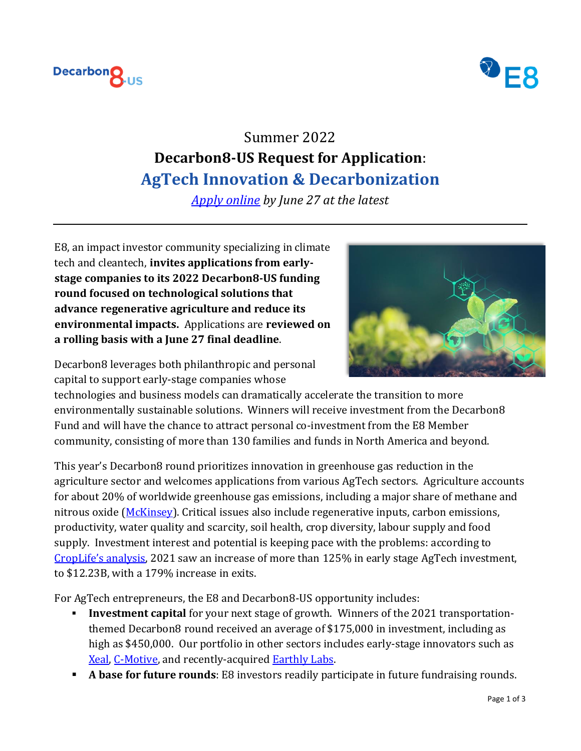Summer 2022

# Decarbon8-US Request for Application: AgTech Innovation & Decarbonization

*Apply online by June 27 at the latest*

---

E8, an impact investor community specializing in climate tech and cleantech, **invites applications from early-stage companies to its 2022 Decarbon8-US funding round focused on technological solutions that advance regenerative agriculture and reduce its environmental impacts.** Applications are **reviewed on a rolling basis with a June 27 final deadline**.

Decarbon8 leverages both philanthropic and personal capital to support early-stage companies whose technologies and business models can dramatically accelerate the transition to more environmentally sustainable solutions. Winners will receive investment from the Decarbon8 Fund and will have the chance to attract personal co-investment from the E8 Member community, consisting of more than 130 families and funds in North America and beyond.

This year's Decarbon8 round prioritizes innovation in greenhouse gas reduction in the agriculture sector and welcomes applications from various AgTech sectors. Agriculture accounts for about 20% of worldwide greenhouse gas emissions, including a major share of methane and nitrous oxide (McKinsey). Critical issues also include regenerative inputs, carbon emissions, productivity, water quality and scarcity, soil health, crop diversity, labour supply and food supply. Investment interest and potential is keeping pace with the problems: according to CropLife's analysis, 2021 saw an increase of more than 125% in early stage AgTech investment, to $12.23B, with a 179% increase in exits.

For AgTech entrepreneurs, the E8 and Decarbon8-US opportunity includes:

- **Investment capital** for your next stage of growth. Winners of the 2021 transportation-themed Decarbon8 round received an average of $175,000 in investment, including as high as $450,000. Our portfolio in other sectors includes early-stage innovators such as Xeal, C-Motive, and recently-acquired Earthly Labs.
- **A base for future rounds**: E8 investors readily participate in future fundraising rounds.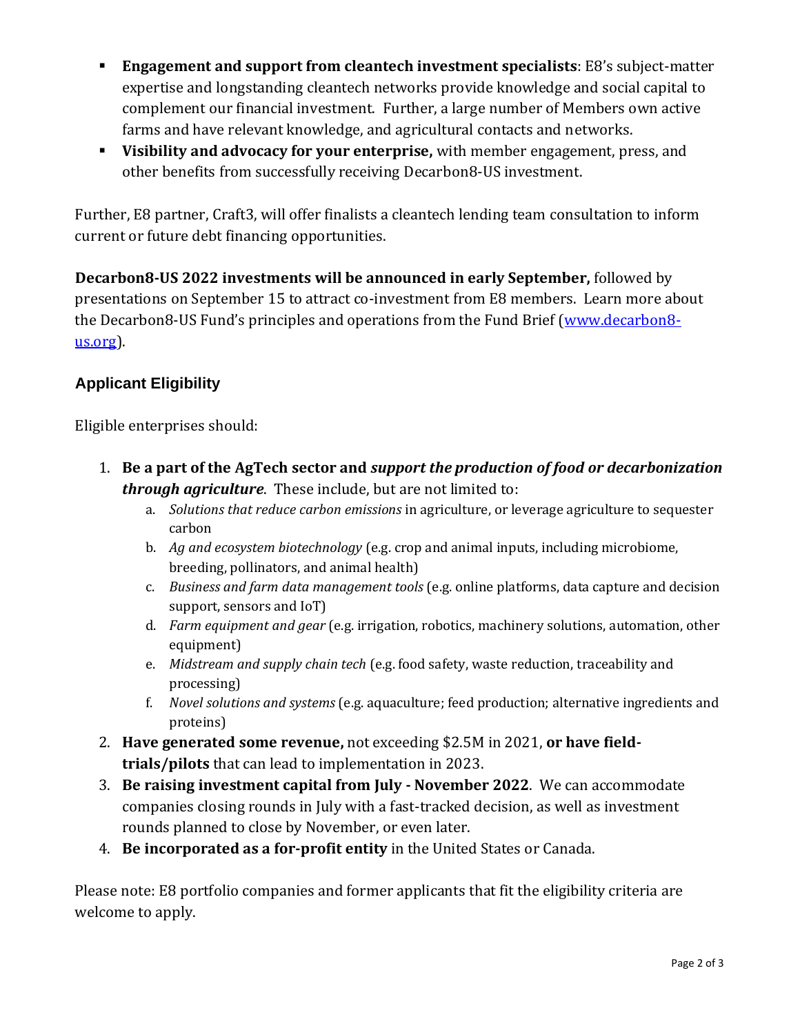- **Engagement and support from cleantech investment specialists**: E8's subject-matter expertise and longstanding cleantech networks provide knowledge and social capital to complement our financial investment. Further, a large number of Members own active farms and have relevant knowledge, and agricultural contacts and networks.
- **Visibility and advocacy for your enterprise,** with member engagement, press, and other benefits from successfully receiving Decarbon8-US investment.

Further, E8 partner, Craft3, will offer finalists a cleantech lending team consultation to inform current or future debt financing opportunities.

**Decarbon8-US 2022 investments will be announced in early September,** followed by presentations on September 15 to attract co-investment from E8 members. Learn more about the Decarbon8-US Fund's principles and operations from the Fund Brief ([www.decarbon8-us.org](www.decarbon8-us.org)).

## Applicant Eligibility

Eligible enterprises should:

1. **Be a part of the AgTech sector and *support the production of food or decarbonization through agriculture*.** These include, but are not limited to:
   a. *Solutions that reduce carbon emissions* in agriculture, or leverage agriculture to sequester carbon
   b. *Ag and ecosystem biotechnology* (e.g. crop and animal inputs, including microbiome, breeding, pollinators, and animal health)
   c. *Business and farm data management tools* (e.g. online platforms, data capture and decision support, sensors and IoT)
   d. *Farm equipment and gear* (e.g. irrigation, robotics, machinery solutions, automation, other equipment)
   e. *Midstream and supply chain tech* (e.g. food safety, waste reduction, traceability and processing)
   f. *Novel solutions and systems* (e.g. aquaculture; feed production; alternative ingredients and proteins)
2. **Have generated some revenue,** not exceeding $2.5M in 2021, **or have field-trials/pilots** that can lead to implementation in 2023.
3. **Be raising investment capital from July - November 2022**. We can accommodate companies closing rounds in July with a fast-tracked decision, as well as investment rounds planned to close by November, or even later.
4. **Be incorporated as a for-profit entity** in the United States or Canada.

Please note: E8 portfolio companies and former applicants that fit the eligibility criteria are welcome to apply.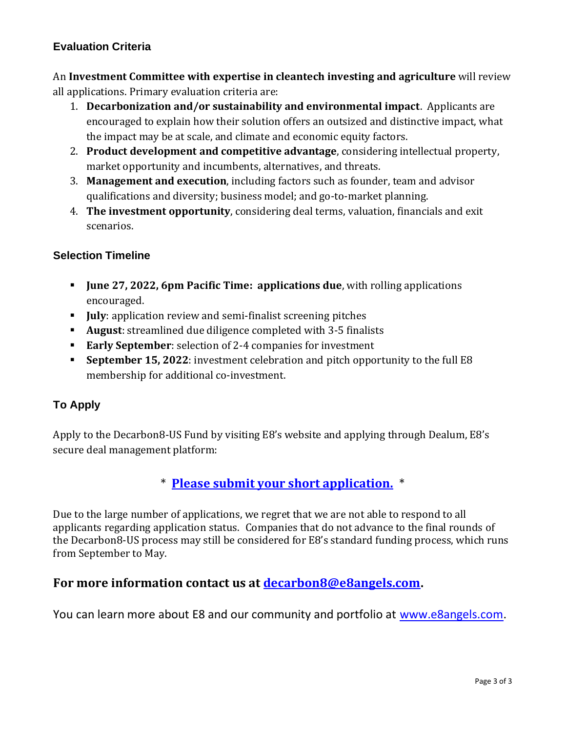## Evaluation Criteria

An **Investment Committee with expertise in cleantech investing and agriculture** will review all applications. Primary evaluation criteria are:

1. **Decarbonization and/or sustainability and environmental impact**. Applicants are encouraged to explain how their solution offers an outsized and distinctive impact, what the impact may be at scale, and climate and economic equity factors.
2. **Product development and competitive advantage**, considering intellectual property, market opportunity and incumbents, alternatives, and threats.
3. **Management and execution**, including factors such as founder, team and advisor qualifications and diversity; business model; and go-to-market planning.
4. **The investment opportunity**, considering deal terms, valuation, financials and exit scenarios.

## Selection Timeline

- **June 27, 2022, 6pm Pacific Time: applications due**, with rolling applications encouraged.
- **July**: application review and semi-finalist screening pitches
- **August**: streamlined due diligence completed with 3-5 finalists
- **Early September**: selection of 2-4 companies for investment
- **September 15, 2022**: investment celebration and pitch opportunity to the full E8 membership for additional co-investment.

## To Apply

Apply to the Decarbon8-US Fund by visiting E8's website and applying through Dealum, E8's secure deal management platform:

\* **[Please submit your short application.](#)** \*

Due to the large number of applications, we regret that we are not able to respond to all applicants regarding application status. Companies that do not advance to the final rounds of the Decarbon8-US process may still be considered for E8's standard funding process, which runs from September to May.

## For more information contact us at [decarbon8@e8angels.com](mailto:decarbon8@e8angels.com).

You can learn more about E8 and our community and portfolio at [www.e8angels.com](http://www.e8angels.com).